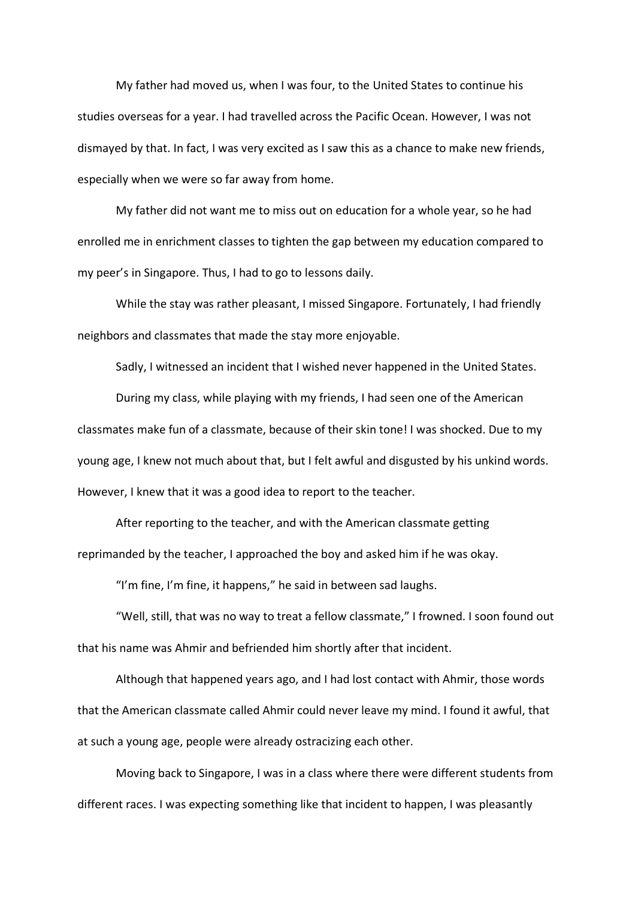My father had moved us, when I was four, to the United States to continue his studies overseas for a year. I had travelled across the Pacific Ocean. However, I was not dismayed by that. In fact, I was very excited as I saw this as a chance to make new friends, especially when we were so far away from home.

My father did not want me to miss out on education for a whole year, so he had enrolled me in enrichment classes to tighten the gap between my education compared to my peer's in Singapore. Thus, I had to go to lessons daily.

While the stay was rather pleasant, I missed Singapore. Fortunately, I had friendly neighbors and classmates that made the stay more enjoyable.

Sadly, I witnessed an incident that I wished never happened in the United States.

During my class, while playing with my friends, I had seen one of the American classmates make fun of a classmate, because of their skin tone! I was shocked. Due to my young age, I knew not much about that, but I felt awful and disgusted by his unkind words. However, I knew that it was a good idea to report to the teacher.

After reporting to the teacher, and with the American classmate getting reprimanded by the teacher, I approached the boy and asked him if he was okay.

"I'm fine, I'm fine, it happens," he said in between sad laughs.

"Well, still, that was no way to treat a fellow classmate," I frowned. I soon found out that his name was Ahmir and befriended him shortly after that incident.

Although that happened years ago, and I had lost contact with Ahmir, those words that the American classmate called Ahmir could never leave my mind. I found it awful, that at such a young age, people were already ostracizing each other.

Moving back to Singapore, I was in a class where there were different students from different races. I was expecting something like that incident to happen, I was pleasantly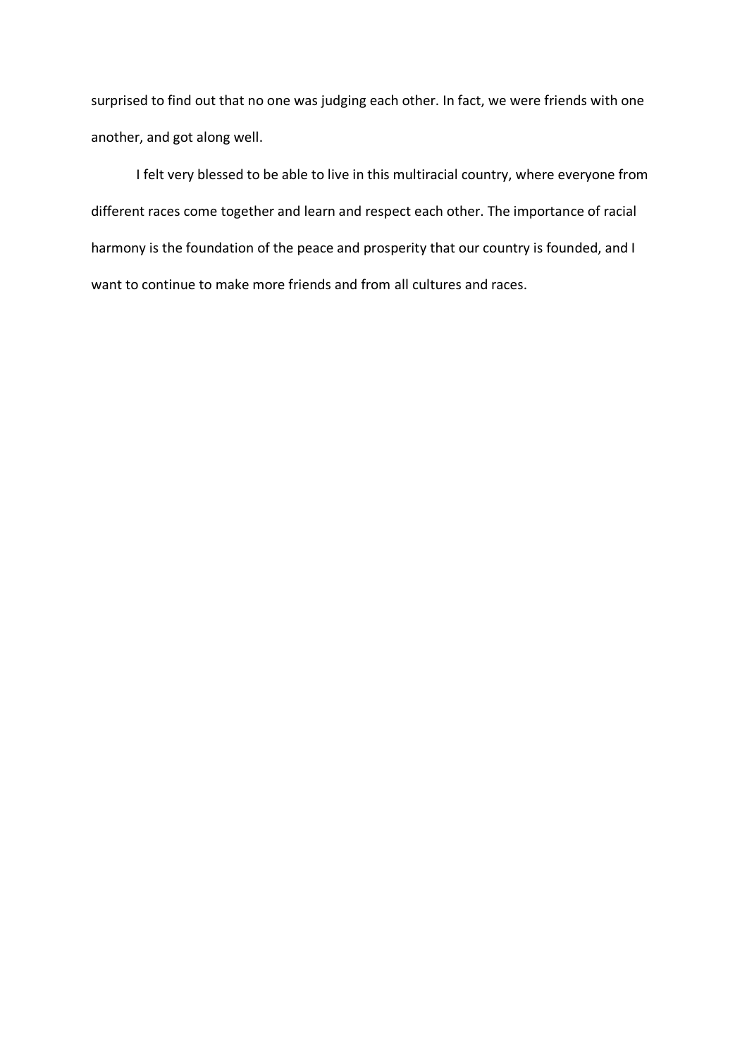surprised to find out that no one was judging each other. In fact, we were friends with one another, and got along well.

I felt very blessed to be able to live in this multiracial country, where everyone from different races come together and learn and respect each other. The importance of racial harmony is the foundation of the peace and prosperity that our country is founded, and I want to continue to make more friends and from all cultures and races.